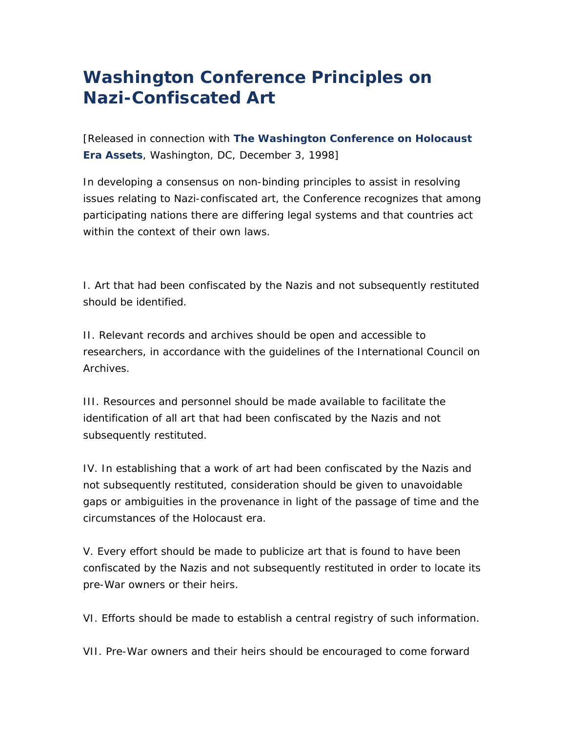# Washington Conference Principles on Nazi-Confiscated Art

[Released in connection with **The Washington Conference on Holocaust Era Assets**, Washington, DC, December 3, 1998]

In developing a consensus on non-binding principles to assist in resolving issues relating to Nazi-confiscated art, the Conference recognizes that among participating nations there are differing legal systems and that countries act within the context of their own laws.

I. Art that had been confiscated by the Nazis and not subsequently restituted should be identified.

II. Relevant records and archives should be open and accessible to researchers, in accordance with the guidelines of the International Council on Archives.

III. Resources and personnel should be made available to facilitate the identification of all art that had been confiscated by the Nazis and not subsequently restituted.

IV. In establishing that a work of art had been confiscated by the Nazis and not subsequently restituted, consideration should be given to unavoidable gaps or ambiguities in the provenance in light of the passage of time and the circumstances of the Holocaust era.

V. Every effort should be made to publicize art that is found to have been confiscated by the Nazis and not subsequently restituted in order to locate its pre-War owners or their heirs.

VI. Efforts should be made to establish a central registry of such information.

VII. Pre-War owners and their heirs should be encouraged to come forward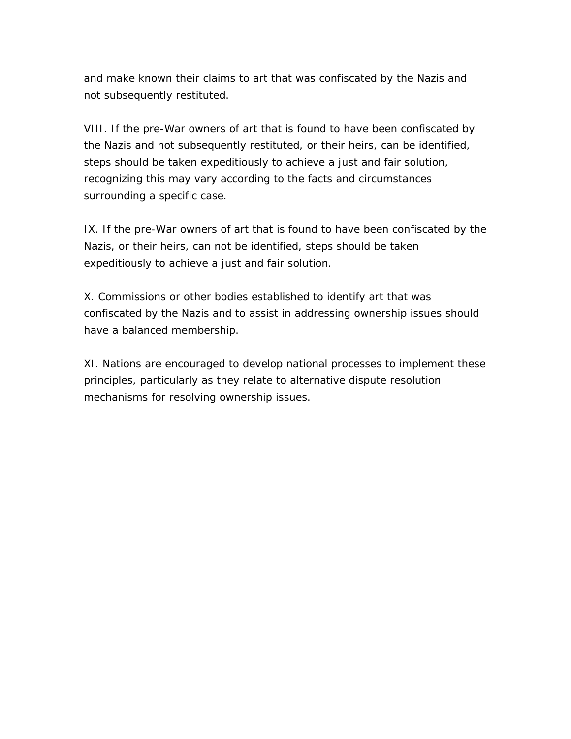and make known their claims to art that was confiscated by the Nazis and not subsequently restituted.

VIII. If the pre-War owners of art that is found to have been confiscated by the Nazis and not subsequently restituted, or their heirs, can be identified, steps should be taken expeditiously to achieve a just and fair solution, recognizing this may vary according to the facts and circumstances surrounding a specific case.

IX. If the pre-War owners of art that is found to have been confiscated by the Nazis, or their heirs, can not be identified, steps should be taken expeditiously to achieve a just and fair solution.

X. Commissions or other bodies established to identify art that was confiscated by the Nazis and to assist in addressing ownership issues should have a balanced membership.

XI. Nations are encouraged to develop national processes to implement these principles, particularly as they relate to alternative dispute resolution mechanisms for resolving ownership issues.